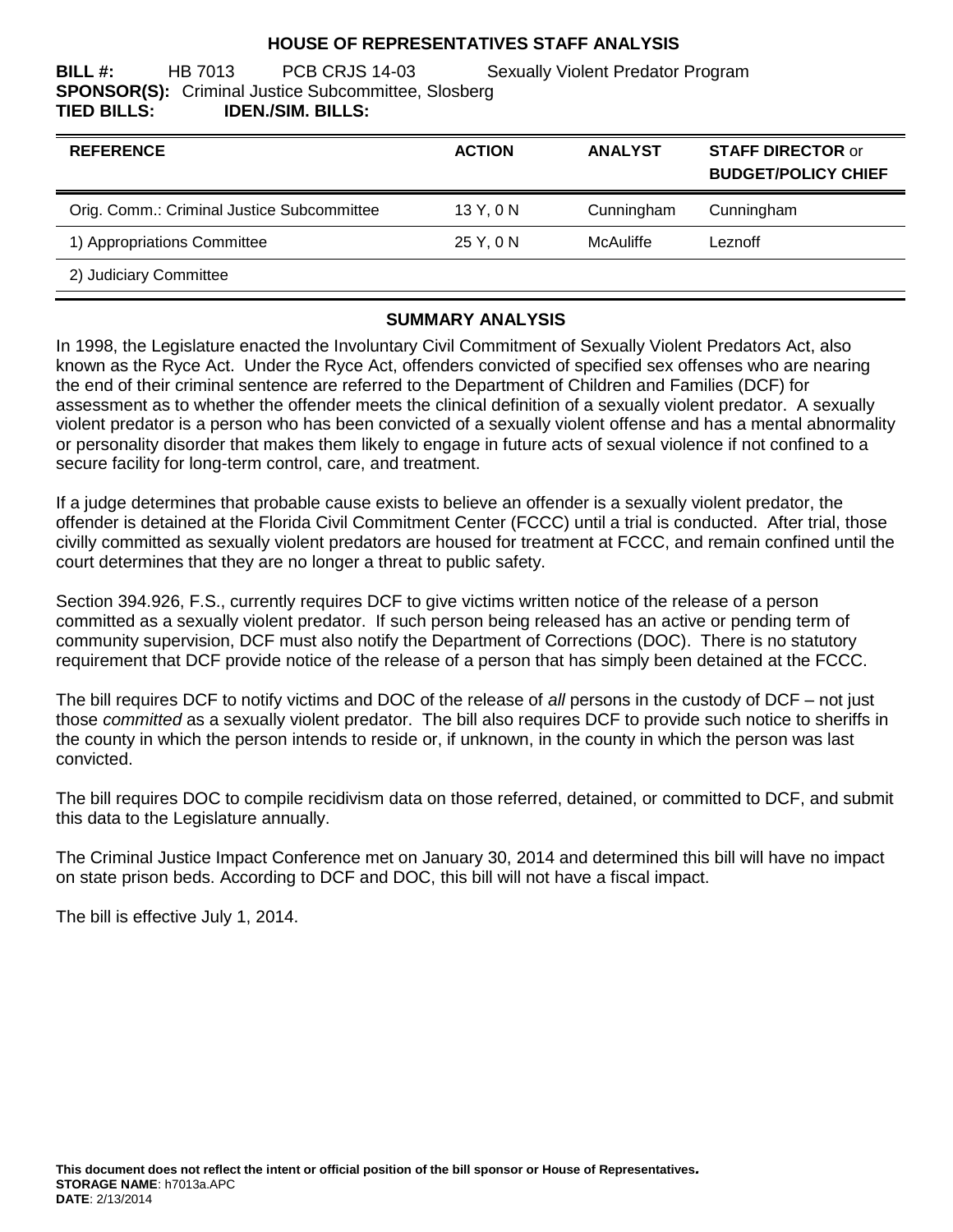# HOUSE OF REPRESENTATIVES STAFF ANALYSIS

**BILL #:** HB 7013 PCB CRJS 14-03 Sexually Violent Predator Program
**SPONSOR(S):** Criminal Justice Subcommittee, Slosberg
**TIED BILLS:** **IDEN./SIM. BILLS:**

| REFERENCE | ACTION | ANALYST | STAFF DIRECTOR or BUDGET/POLICY CHIEF |
|---|---|---|---|
| Orig. Comm.: Criminal Justice Subcommittee | 13 Y, 0 N | Cunningham | Cunningham |
| 1) Appropriations Committee | 25 Y, 0 N | McAuliffe | Leznoff |
| 2) Judiciary Committee | | | |

## SUMMARY ANALYSIS

In 1998, the Legislature enacted the Involuntary Civil Commitment of Sexually Violent Predators Act, also known as the Ryce Act. Under the Ryce Act, offenders convicted of specified sex offenses who are nearing the end of their criminal sentence are referred to the Department of Children and Families (DCF) for assessment as to whether the offender meets the clinical definition of a sexually violent predator. A sexually violent predator is a person who has been convicted of a sexually violent offense and has a mental abnormality or personality disorder that makes them likely to engage in future acts of sexual violence if not confined to a secure facility for long-term control, care, and treatment.

If a judge determines that probable cause exists to believe an offender is a sexually violent predator, the offender is detained at the Florida Civil Commitment Center (FCCC) until a trial is conducted. After trial, those civilly committed as sexually violent predators are housed for treatment at FCCC, and remain confined until the court determines that they are no longer a threat to public safety.

Section 394.926, F.S., currently requires DCF to give victims written notice of the release of a person committed as a sexually violent predator. If such person being released has an active or pending term of community supervision, DCF must also notify the Department of Corrections (DOC). There is no statutory requirement that DCF provide notice of the release of a person that has simply been detained at the FCCC.

The bill requires DCF to notify victims and DOC of the release of *all* persons in the custody of DCF – not just those *committed* as a sexually violent predator. The bill also requires DCF to provide such notice to sheriffs in the county in which the person intends to reside or, if unknown, in the county in which the person was last convicted.

The bill requires DOC to compile recidivism data on those referred, detained, or committed to DCF, and submit this data to the Legislature annually.

The Criminal Justice Impact Conference met on January 30, 2014 and determined this bill will have no impact on state prison beds. According to DCF and DOC, this bill will not have a fiscal impact.

The bill is effective July 1, 2014.

**This document does not reflect the intent or official position of the bill sponsor or House of Representatives.**
**STORAGE NAME**: h7013a.APC
**DATE**: 2/13/2014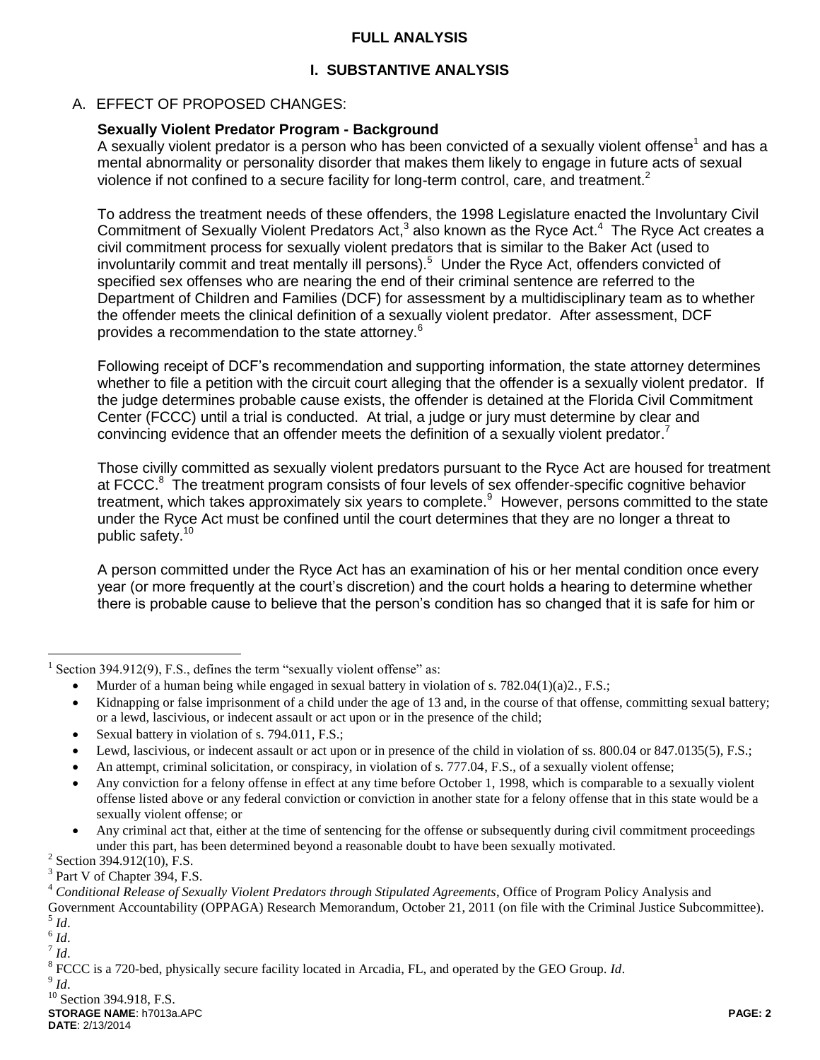**FULL ANALYSIS**

## I. SUBSTANTIVE ANALYSIS

### A. EFFECT OF PROPOSED CHANGES:

**Sexually Violent Predator Program - Background**

A sexually violent predator is a person who has been convicted of a sexually violent offense[1] and has a mental abnormality or personality disorder that makes them likely to engage in future acts of sexual violence if not confined to a secure facility for long-term control, care, and treatment.[2]

To address the treatment needs of these offenders, the 1998 Legislature enacted the Involuntary Civil Commitment of Sexually Violent Predators Act,[3] also known as the Ryce Act.[4] The Ryce Act creates a civil commitment process for sexually violent predators that is similar to the Baker Act (used to involuntarily commit and treat mentally ill persons).[5] Under the Ryce Act, offenders convicted of specified sex offenses who are nearing the end of their criminal sentence are referred to the Department of Children and Families (DCF) for assessment by a multidisciplinary team as to whether the offender meets the clinical definition of a sexually violent predator. After assessment, DCF provides a recommendation to the state attorney.[6]

Following receipt of DCF's recommendation and supporting information, the state attorney determines whether to file a petition with the circuit court alleging that the offender is a sexually violent predator. If the judge determines probable cause exists, the offender is detained at the Florida Civil Commitment Center (FCCC) until a trial is conducted. At trial, a judge or jury must determine by clear and convincing evidence that an offender meets the definition of a sexually violent predator.[7]

Those civilly committed as sexually violent predators pursuant to the Ryce Act are housed for treatment at FCCC.[8] The treatment program consists of four levels of sex offender-specific cognitive behavior treatment, which takes approximately six years to complete.[9] However, persons committed to the state under the Ryce Act must be confined until the court determines that they are no longer a threat to public safety.[10]

A person committed under the Ryce Act has an examination of his or her mental condition once every year (or more frequently at the court's discretion) and the court holds a hearing to determine whether there is probable cause to believe that the person's condition has so changed that it is safe for him or

---

[1] Section 394.912(9), F.S., defines the term "sexually violent offense" as:

- Murder of a human being while engaged in sexual battery in violation of s. 782.04(1)(a)2., F.S.;
- Kidnapping or false imprisonment of a child under the age of 13 and, in the course of that offense, committing sexual battery; or a lewd, lascivious, or indecent assault or act upon or in the presence of the child;
- Sexual battery in violation of s. 794.011, F.S.;
- Lewd, lascivious, or indecent assault or act upon or in presence of the child in violation of ss. 800.04 or 847.0135(5), F.S.;
- An attempt, criminal solicitation, or conspiracy, in violation of s. 777.04, F.S., of a sexually violent offense;
- Any conviction for a felony offense in effect at any time before October 1, 1998, which is comparable to a sexually violent offense listed above or any federal conviction or conviction in another state for a felony offense that in this state would be a sexually violent offense; or
- Any criminal act that, either at the time of sentencing for the offense or subsequently during civil commitment proceedings under this part, has been determined beyond a reasonable doubt to have been sexually motivated.

[2] Section 394.912(10), F.S.

[3] Part V of Chapter 394, F.S.

[4] *Conditional Release of Sexually Violent Predators through Stipulated Agreements*, Office of Program Policy Analysis and Government Accountability (OPPAGA) Research Memorandum, October 21, 2011 (on file with the Criminal Justice Subcommittee).

[5] *Id*.

[6] *Id*.

[7] *Id*.

[8] FCCC is a 720-bed, physically secure facility located in Arcadia, FL, and operated by the GEO Group. *Id*.

[9] *Id*.

[10] Section 394.918, F.S.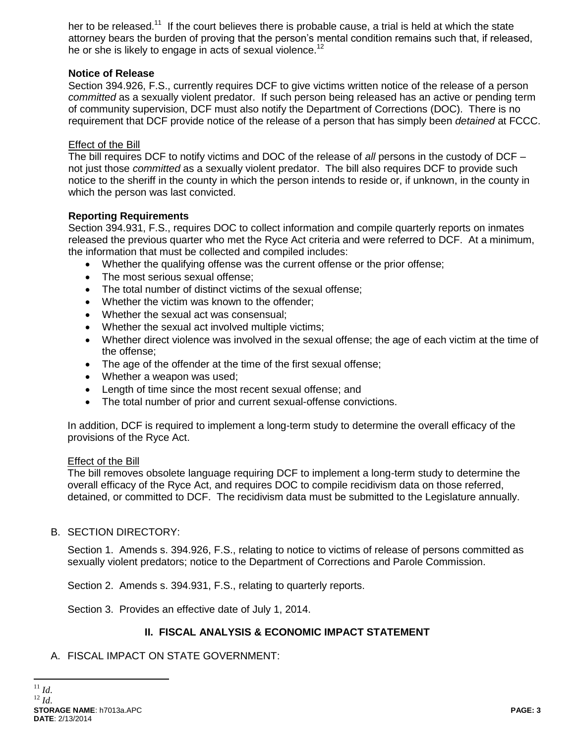her to be released.[11] If the court believes there is probable cause, a trial is held at which the state attorney bears the burden of proving that the person's mental condition remains such that, if released, he or she is likely to engage in acts of sexual violence.[12]

**Notice of Release**

Section 394.926, F.S., currently requires DCF to give victims written notice of the release of a person *committed* as a sexually violent predator. If such person being released has an active or pending term of community supervision, DCF must also notify the Department of Corrections (DOC). There is no requirement that DCF provide notice of the release of a person that has simply been *detained* at FCCC.

<u>Effect of the Bill</u>

The bill requires DCF to notify victims and DOC of the release of *all* persons in the custody of DCF – not just those *committed* as a sexually violent predator. The bill also requires DCF to provide such notice to the sheriff in the county in which the person intends to reside or, if unknown, in the county in which the person was last convicted.

**Reporting Requirements**

Section 394.931, F.S., requires DOC to collect information and compile quarterly reports on inmates released the previous quarter who met the Ryce Act criteria and were referred to DCF. At a minimum, the information that must be collected and compiled includes:

- Whether the qualifying offense was the current offense or the prior offense;
- The most serious sexual offense;
- The total number of distinct victims of the sexual offense;
- Whether the victim was known to the offender;
- Whether the sexual act was consensual;
- Whether the sexual act involved multiple victims;
- Whether direct violence was involved in the sexual offense; the age of each victim at the time of the offense;
- The age of the offender at the time of the first sexual offense;
- Whether a weapon was used;
- Length of time since the most recent sexual offense; and
- The total number of prior and current sexual-offense convictions.

In addition, DCF is required to implement a long-term study to determine the overall efficacy of the provisions of the Ryce Act.

<u>Effect of the Bill</u>

The bill removes obsolete language requiring DCF to implement a long-term study to determine the overall efficacy of the Ryce Act, and requires DOC to compile recidivism data on those referred, detained, or committed to DCF. The recidivism data must be submitted to the Legislature annually.

B. SECTION DIRECTORY:

Section 1. Amends s. 394.926, F.S., relating to notice to victims of release of persons committed as sexually violent predators; notice to the Department of Corrections and Parole Commission.

Section 2. Amends s. 394.931, F.S., relating to quarterly reports.

Section 3. Provides an effective date of July 1, 2014.

## II. FISCAL ANALYSIS & ECONOMIC IMPACT STATEMENT

A. FISCAL IMPACT ON STATE GOVERNMENT:

---

[11] *Id.*

[12] *Id.*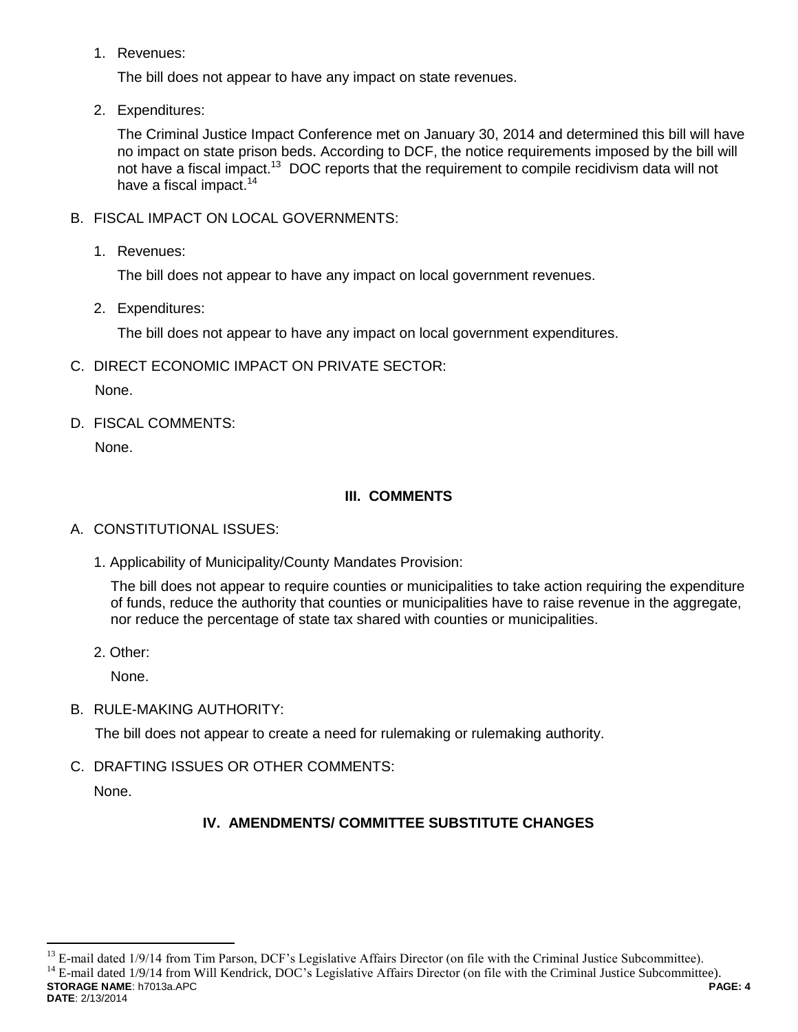1. Revenues:

   The bill does not appear to have any impact on state revenues.

2. Expenditures:

   The Criminal Justice Impact Conference met on January 30, 2014 and determined this bill will have no impact on state prison beds. According to DCF, the notice requirements imposed by the bill will not have a fiscal impact.[13] DOC reports that the requirement to compile recidivism data will not have a fiscal impact.[14]

B. FISCAL IMPACT ON LOCAL GOVERNMENTS:

1. Revenues:

   The bill does not appear to have any impact on local government revenues.

2. Expenditures:

   The bill does not appear to have any impact on local government expenditures.

C. DIRECT ECONOMIC IMPACT ON PRIVATE SECTOR:

None.

D. FISCAL COMMENTS:

None.

## III. COMMENTS

A. CONSTITUTIONAL ISSUES:

1. Applicability of Municipality/County Mandates Provision:

   The bill does not appear to require counties or municipalities to take action requiring the expenditure of funds, reduce the authority that counties or municipalities have to raise revenue in the aggregate, nor reduce the percentage of state tax shared with counties or municipalities.

2. Other:

   None.

B. RULE-MAKING AUTHORITY:

The bill does not appear to create a need for rulemaking or rulemaking authority.

C. DRAFTING ISSUES OR OTHER COMMENTS:

None.

## IV. AMENDMENTS/ COMMITTEE SUBSTITUTE CHANGES

---

[13] E-mail dated 1/9/14 from Tim Parson, DCF's Legislative Affairs Director (on file with the Criminal Justice Subcommittee).

[14] E-mail dated 1/9/14 from Will Kendrick, DOC's Legislative Affairs Director (on file with the Criminal Justice Subcommittee).